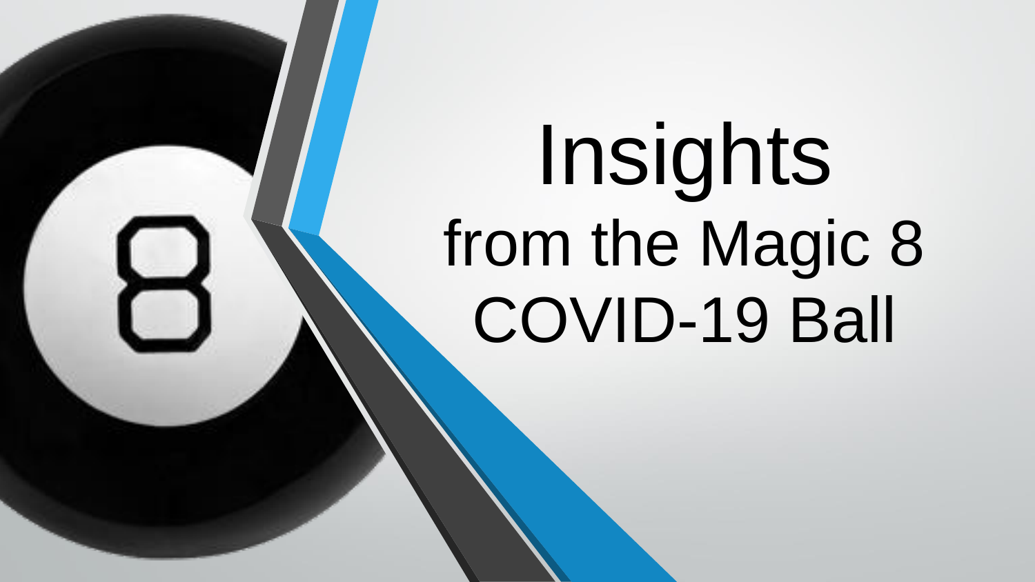# Insights from the Magic 8 COVID-19 Ball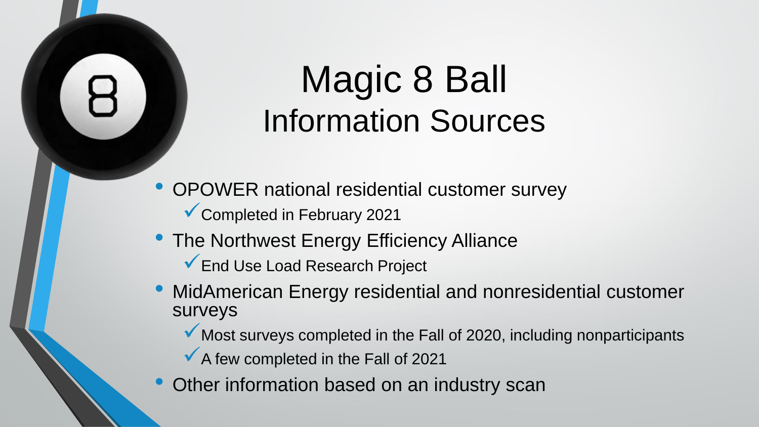# Magic 8 Ball
## Information Sources

- OPOWER national residential customer survey
  - ✓ Completed in February 2021
- The Northwest Energy Efficiency Alliance
  - ✓ End Use Load Research Project
- MidAmerican Energy residential and nonresidential customer surveys
  - ✓ Most surveys completed in the Fall of 2020, including nonparticipants
  - ✓ A few completed in the Fall of 2021
- Other information based on an industry scan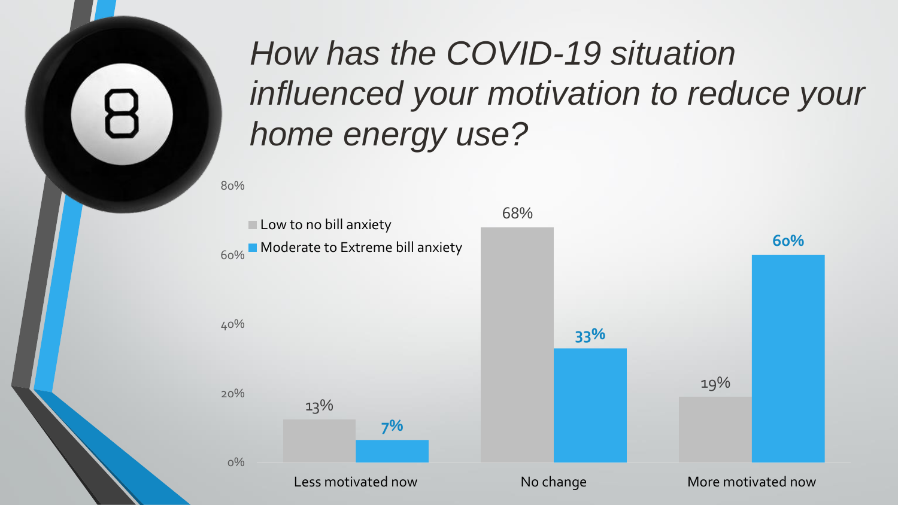# How has the COVID-19 situation influenced your motivation to reduce your home energy use?

| | Low to no bill anxiety | Moderate to Extreme bill anxiety |
| --- | --- | --- |
| Less motivated now | 13% | **7%** |
| No change | 68% | **33%** |
| More motivated now | 19% | **60%** |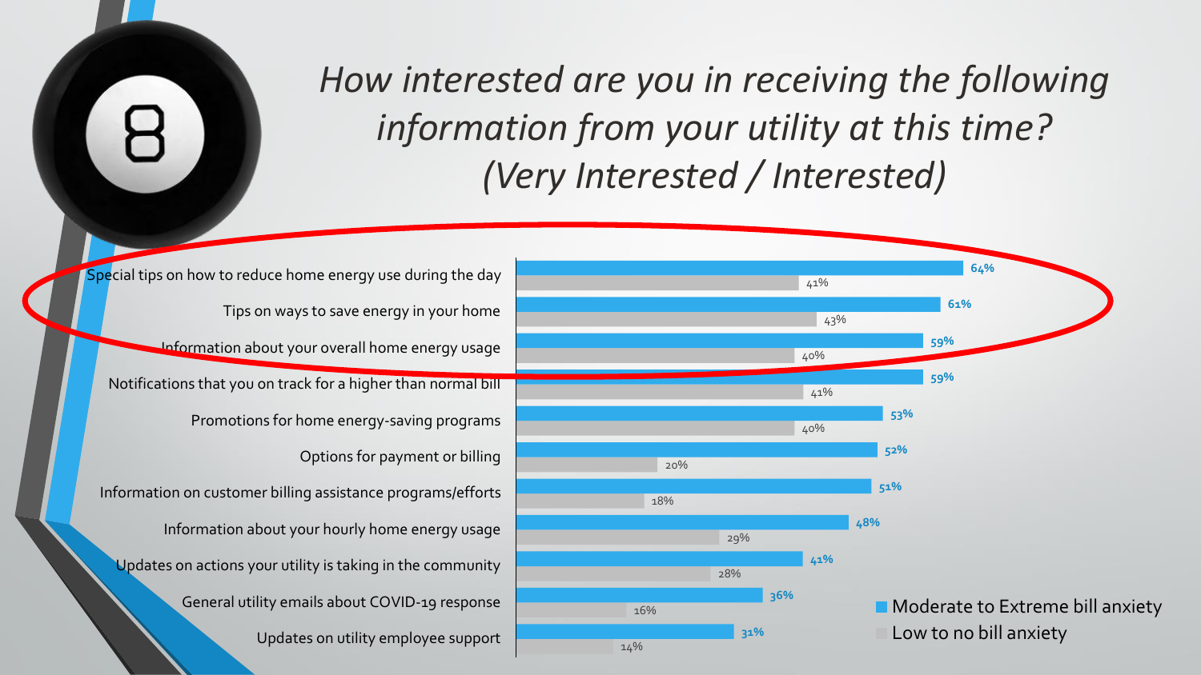# *How interested are you in receiving the following information from your utility at this time? (Very Interested / Interested)*

| Information | Moderate to Extreme bill anxiety | Low to no bill anxiety |
| --- | --- | --- |
| Special tips on how to reduce home energy use during the day | 64% | 41% |
| Tips on ways to save energy in your home | 61% | 43% |
| Information about your overall home energy usage | 59% | 40% |
| Notifications that you on track for a higher than normal bill | 59% | 41% |
| Promotions for home energy-saving programs | 53% | 40% |
| Options for payment or billing | 52% | 20% |
| Information on customer billing assistance programs/efforts | 51% | 18% |
| Information about your hourly home energy usage | 48% | 29% |
| Updates on actions your utility is taking in the community | 41% | 28% |
| General utility emails about COVID-19 response | 36% | 16% |
| Updates on utility employee support | 31% | 14% |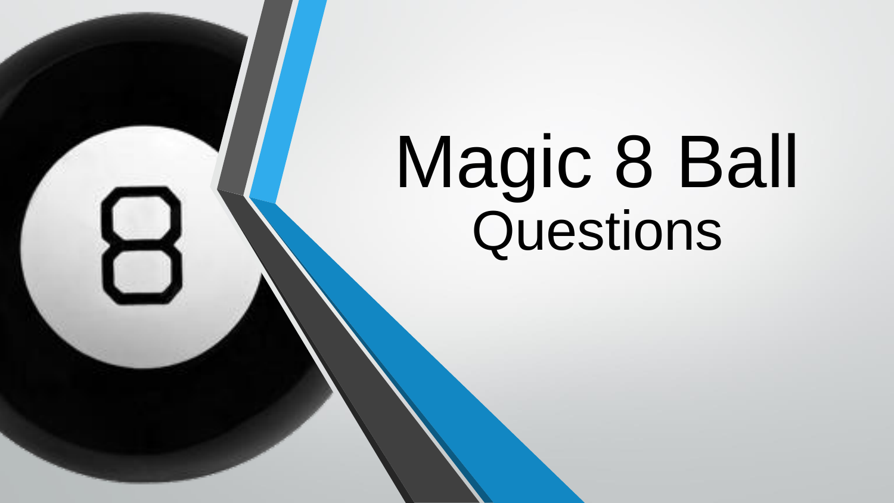# Magic 8 Ball

## Questions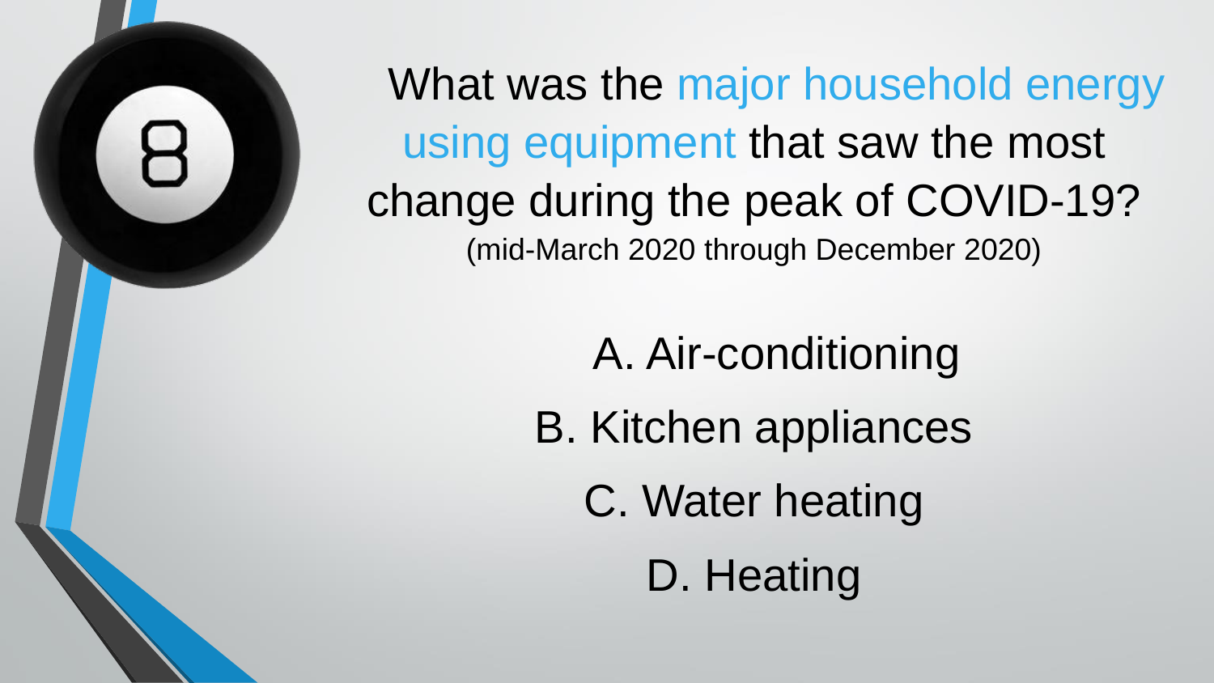What was the major household energy using equipment that saw the most change during the peak of COVID-19?

(mid-March 2020 through December 2020)

A. Air-conditioning

B. Kitchen appliances

C. Water heating

D. Heating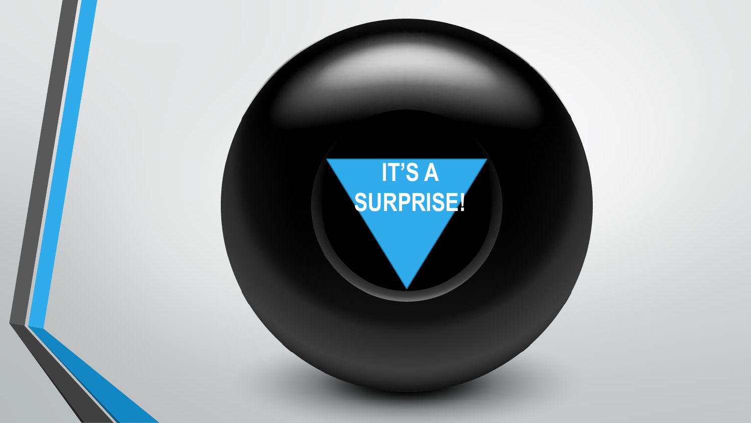IT'S A SURPRISE!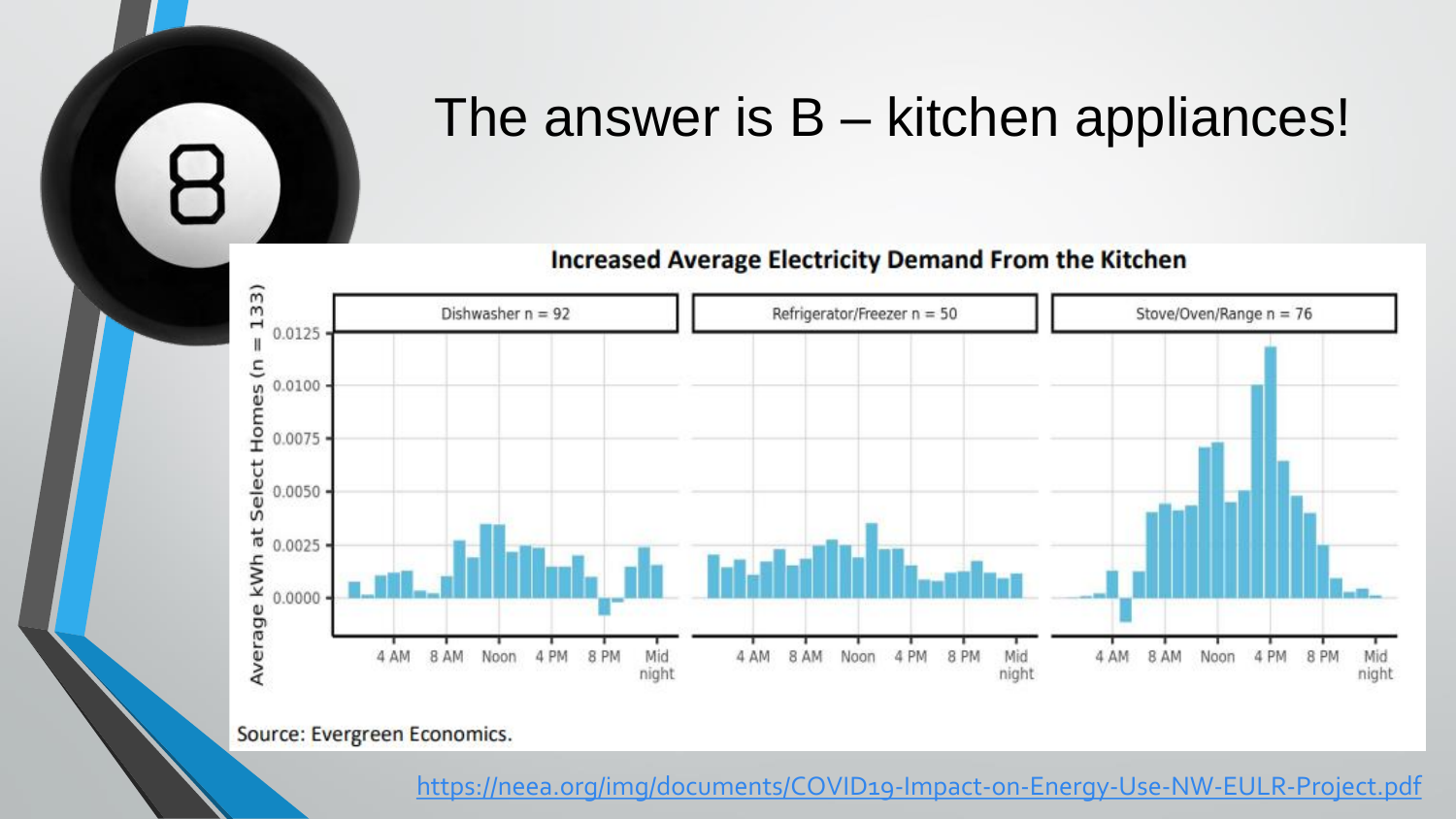# The answer is B – kitchen appliances!

**Increased Average Electricity Demand From the Kitchen**

Source: Evergreen Economics.

https://neea.org/img/documents/COVID19-Impact-on-Energy-Use-NW-EULR-Project.pdf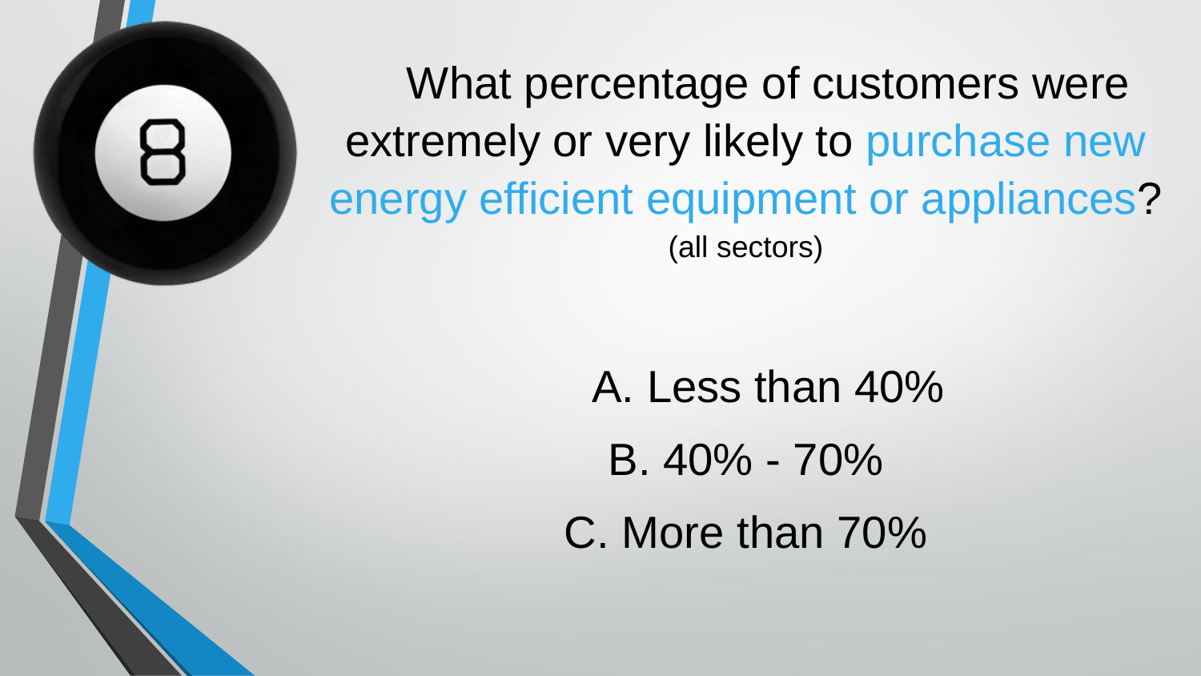What percentage of customers were extremely or very likely to purchase new energy efficient equipment or appliances?

(all sectors)

A. Less than 40%

B. 40% - 70%

C. More than 70%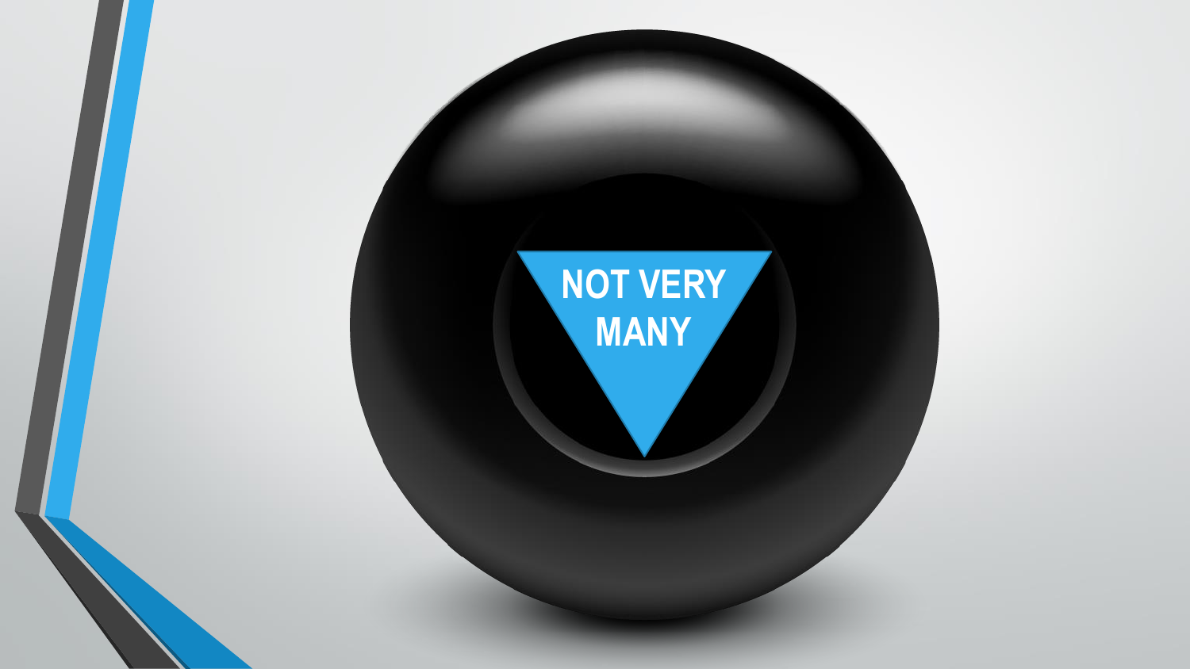NOT VERY MANY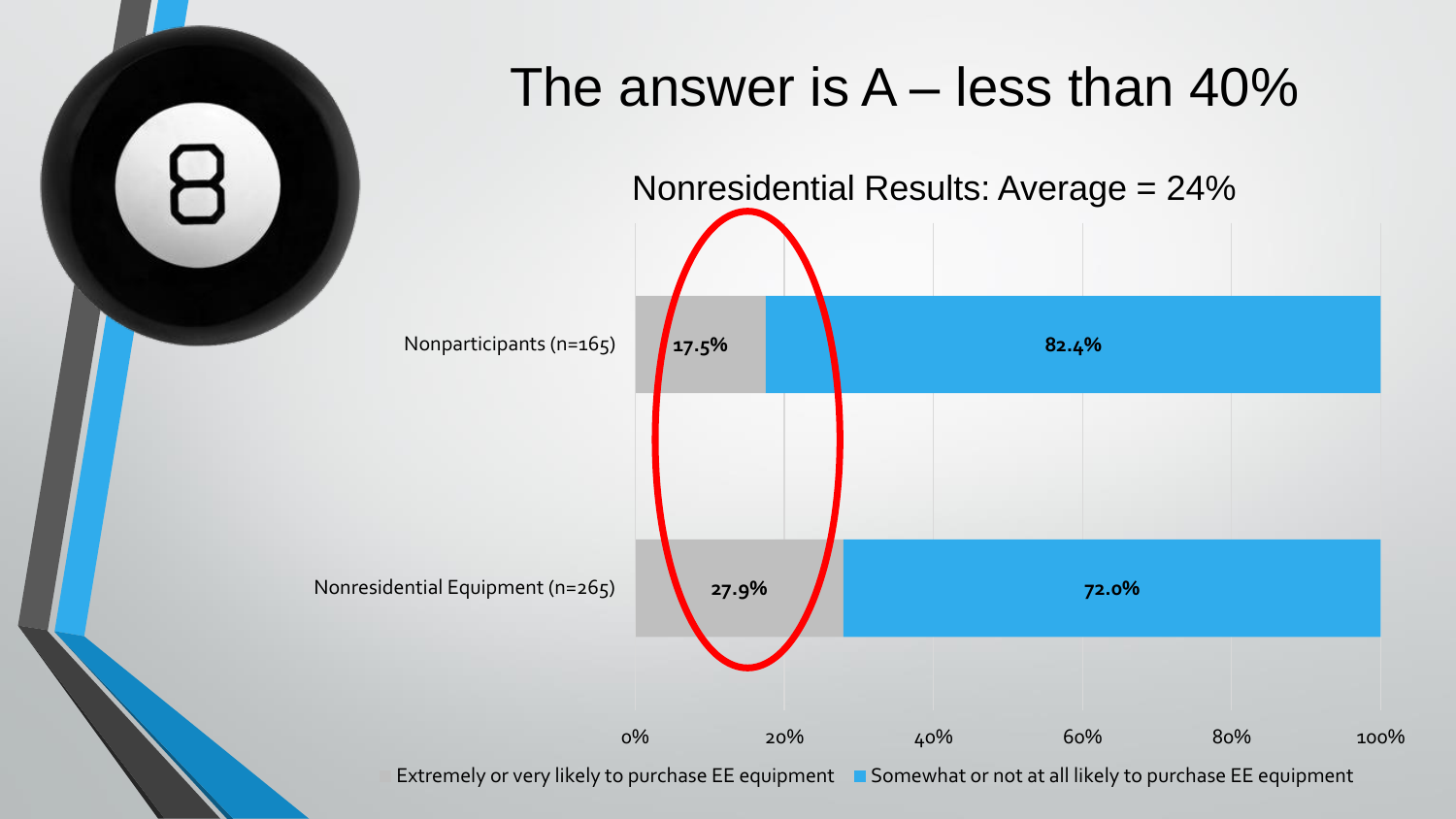# The answer is A – less than 40%

## Nonresidential Results: Average = 24%

| | Extremely or very likely to purchase EE equipment | Somewhat or not at all likely to purchase EE equipment |
|---|---|---|
| Nonparticipants (n=165) | 17.5% | 82.4% |
| Nonresidential Equipment (n=265) | 27.9% | 72.0% |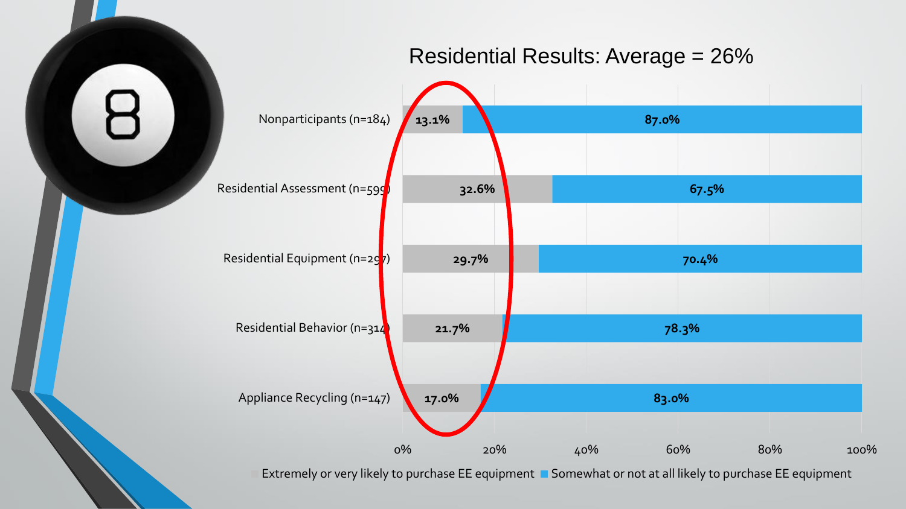# Residential Results: Average = 26%

| Group | Extremely or very likely to purchase EE equipment | Somewhat or not at all likely to purchase EE equipment |
|---|---|---|
| Nonparticipants (n=184) | 13.1% | 87.0% |
| Residential Assessment (n=599) | 32.6% | 67.5% |
| Residential Equipment (n=297) | 29.7% | 70.4% |
| Residential Behavior (n=314) | 21.7% | 78.3% |
| Appliance Recycling (n=147) | 17.0% | 83.0% |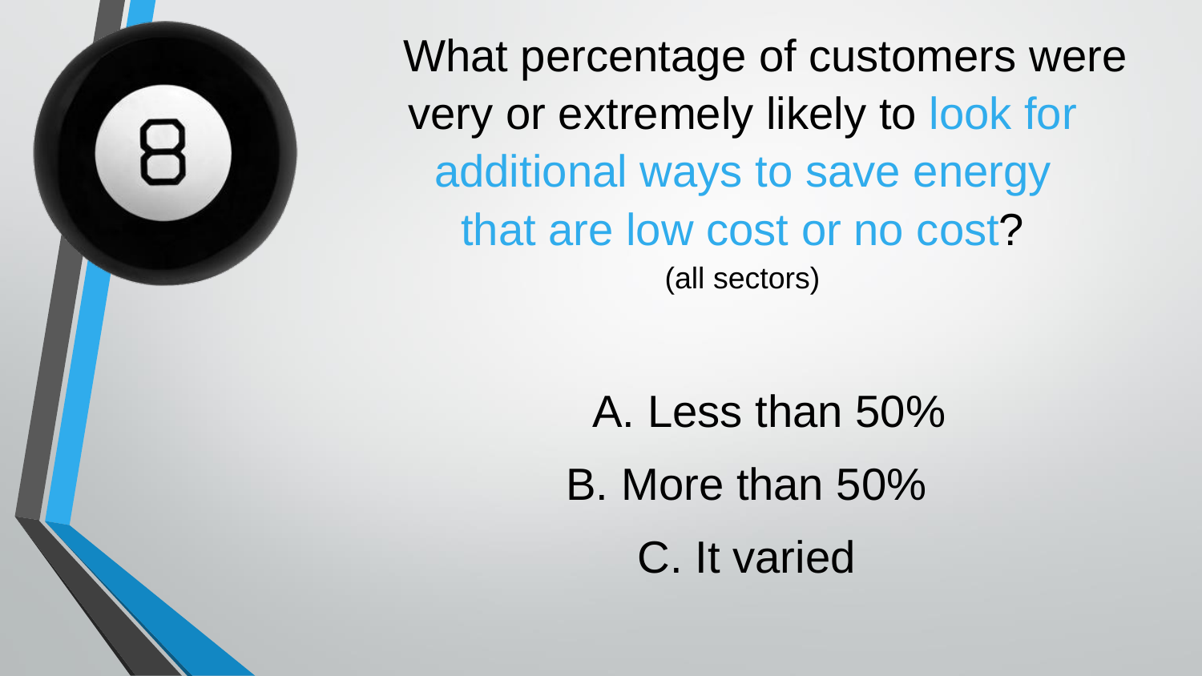What percentage of customers were very or extremely likely to look for additional ways to save energy that are low cost or no cost?

(all sectors)

A. Less than 50%

B. More than 50%

C. It varied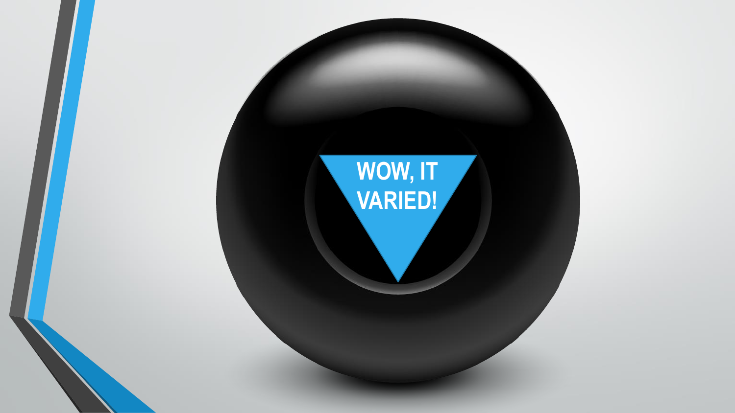WOW, IT VARIED!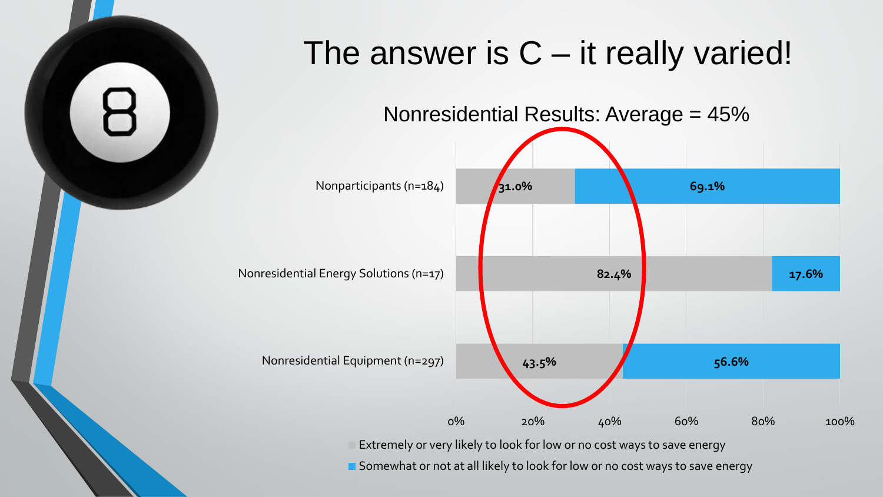# The answer is C – it really varied!

## Nonresidential Results: Average = 45%

| | Extremely or very likely to look for low or no cost ways to save energy | Somewhat or not at all likely to look for low or no cost ways to save energy |
|---|---|---|
| Nonparticipants (n=184) | 31.0% | 69.1% |
| Nonresidential Energy Solutions (n=17) | 82.4% | 17.6% |
| Nonresidential Equipment (n=297) | 43.5% | 56.6% |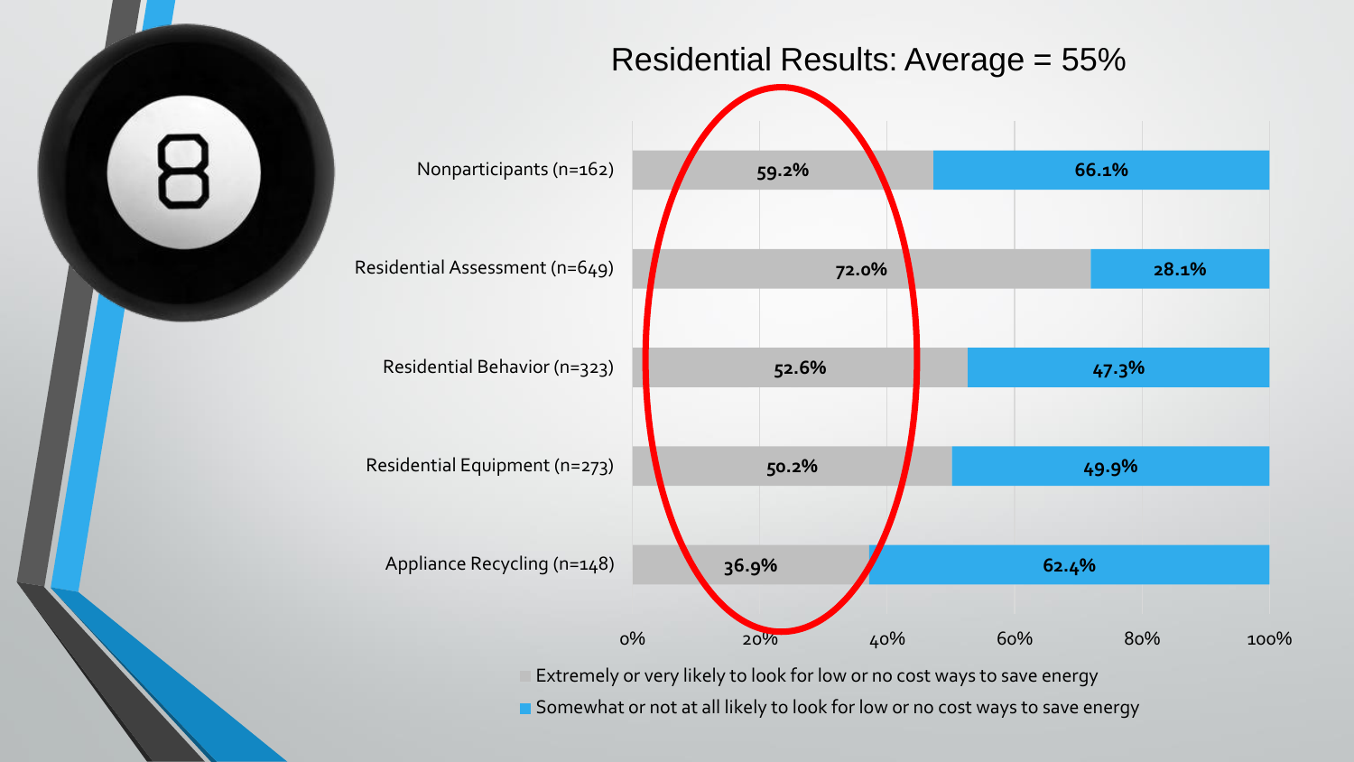# Residential Results: Average = 55%

| | Extremely or very likely to look for low or no cost ways to save energy | Somewhat or not at all likely to look for low or no cost ways to save energy |
|---|---|---|
| Nonparticipants (n=162) | 59.2% | 66.1% |
| Residential Assessment (n=649) | 72.0% | 28.1% |
| Residential Behavior (n=323) | 52.6% | 47.3% |
| Residential Equipment (n=273) | 50.2% | 49.9% |
| Appliance Recycling (n=148) | 36.9% | 62.4% |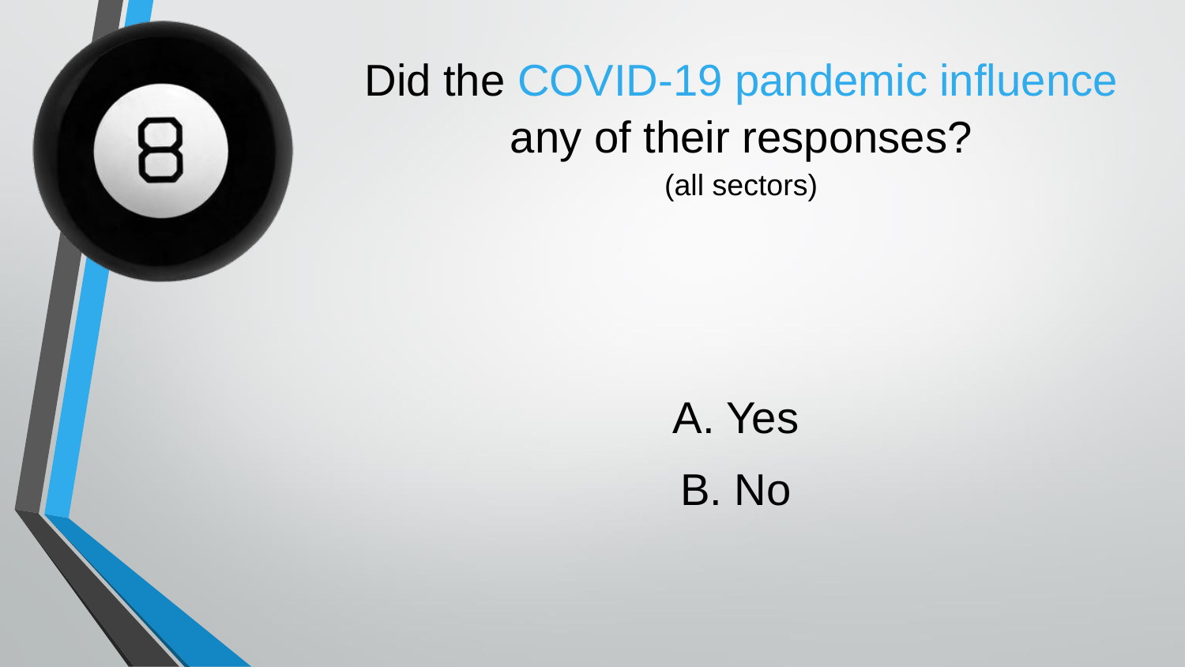# Did the COVID-19 pandemic influence any of their responses?

(all sectors)

A. Yes

B. No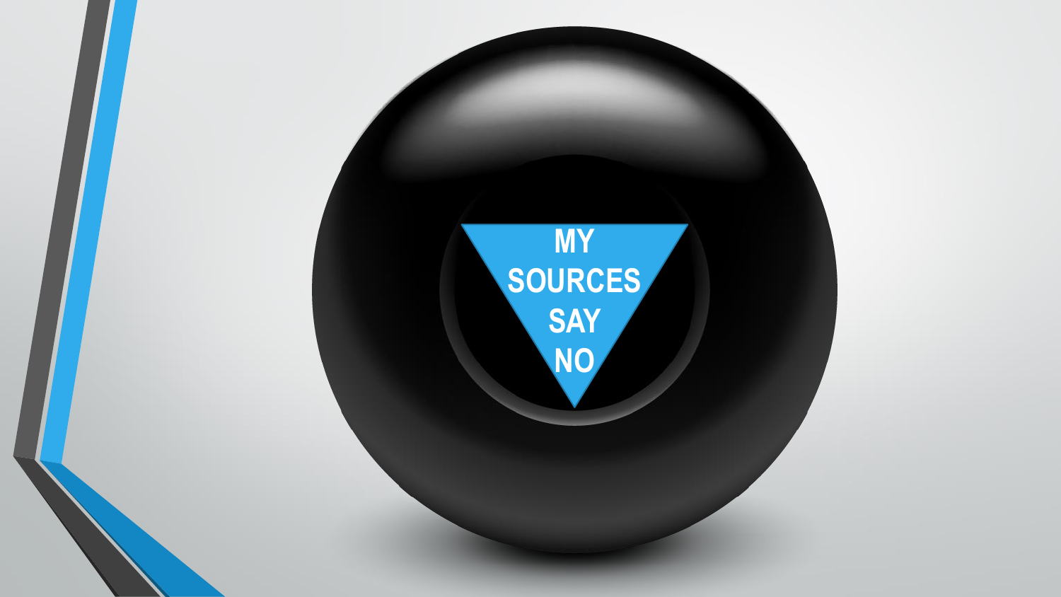MY SOURCES SAY NO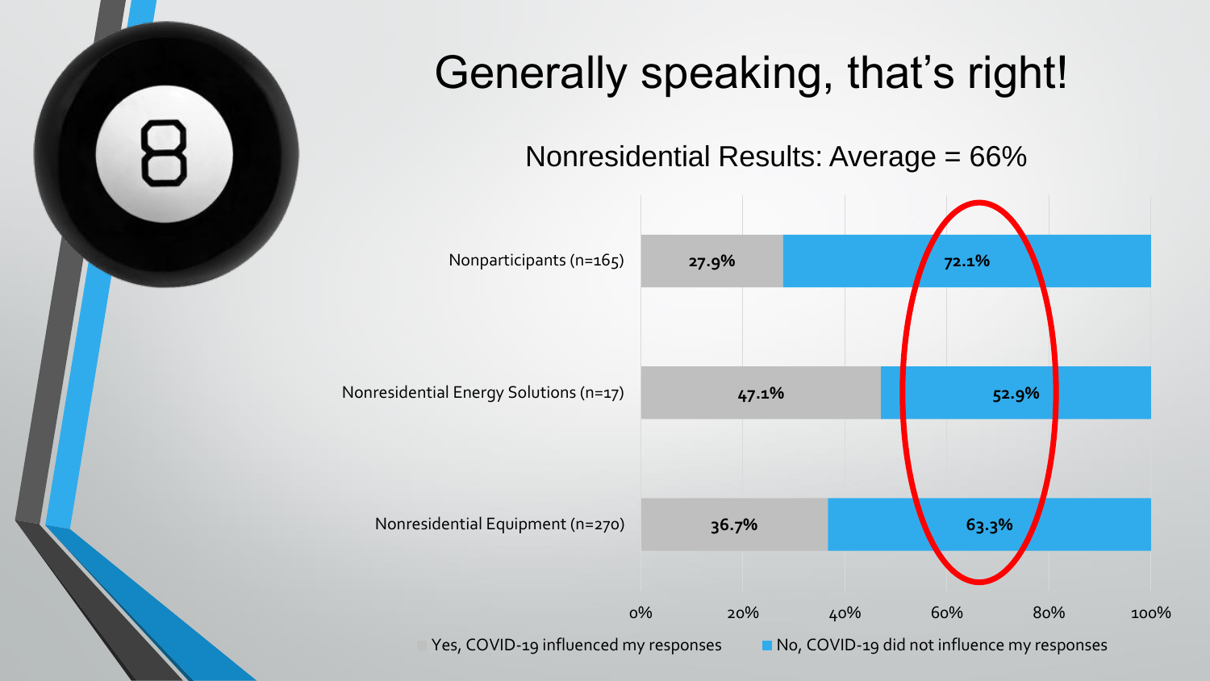# Generally speaking, that's right!

## Nonresidential Results: Average = 66%

| | Yes, COVID-19 influenced my responses | No, COVID-19 did not influence my responses |
|---|---|---|
| Nonparticipants (n=165) | 27.9% | 72.1% |
| Nonresidential Energy Solutions (n=17) | 47.1% | 52.9% |
| Nonresidential Equipment (n=270) | 36.7% | 63.3% |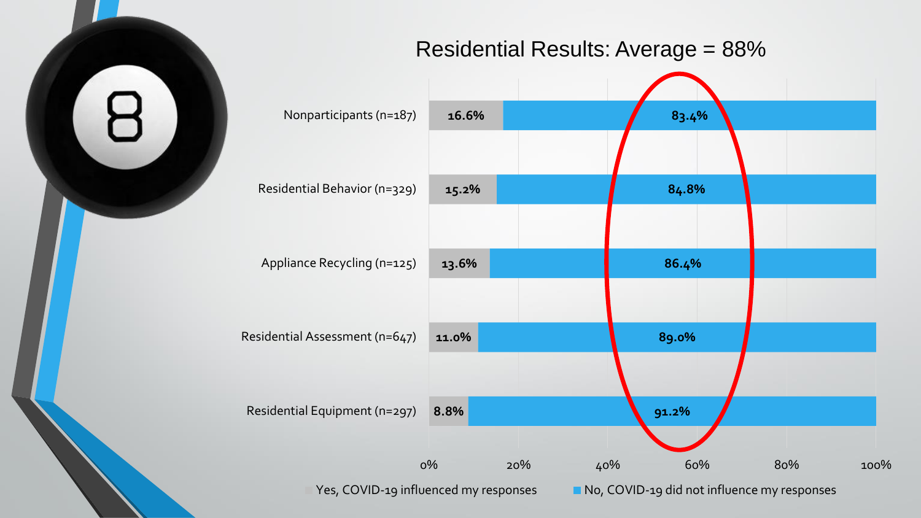# Residential Results: Average = 88%

| Program | Yes, COVID-19 influenced my responses | No, COVID-19 did not influence my responses |
|---|---|---|
| Nonparticipants (n=187) | 16.6% | 83.4% |
| Residential Behavior (n=329) | 15.2% | 84.8% |
| Appliance Recycling (n=125) | 13.6% | 86.4% |
| Residential Assessment (n=647) | 11.0% | 89.0% |
| Residential Equipment (n=297) | 8.8% | 91.2% |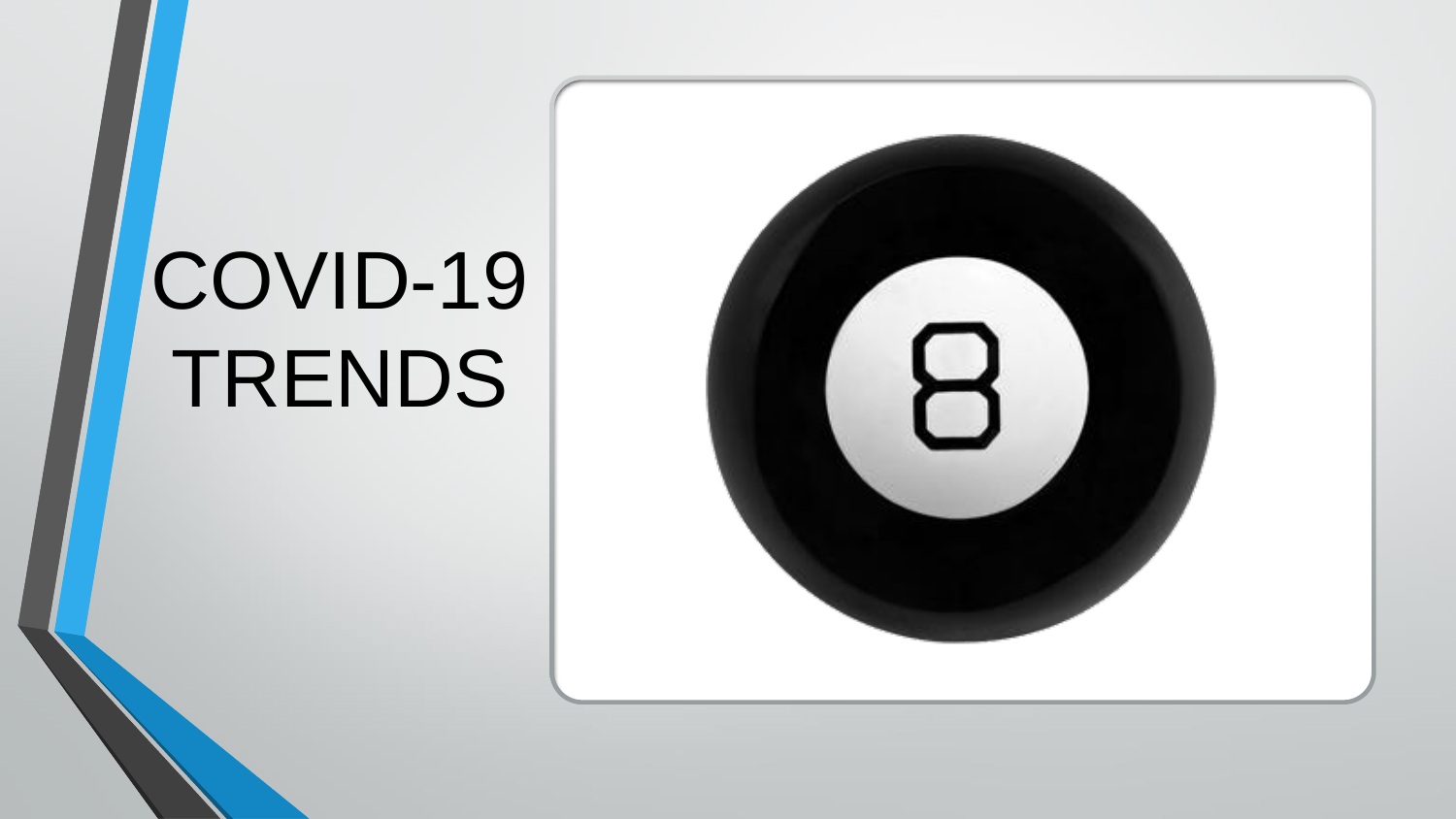# COVID-19 TRENDS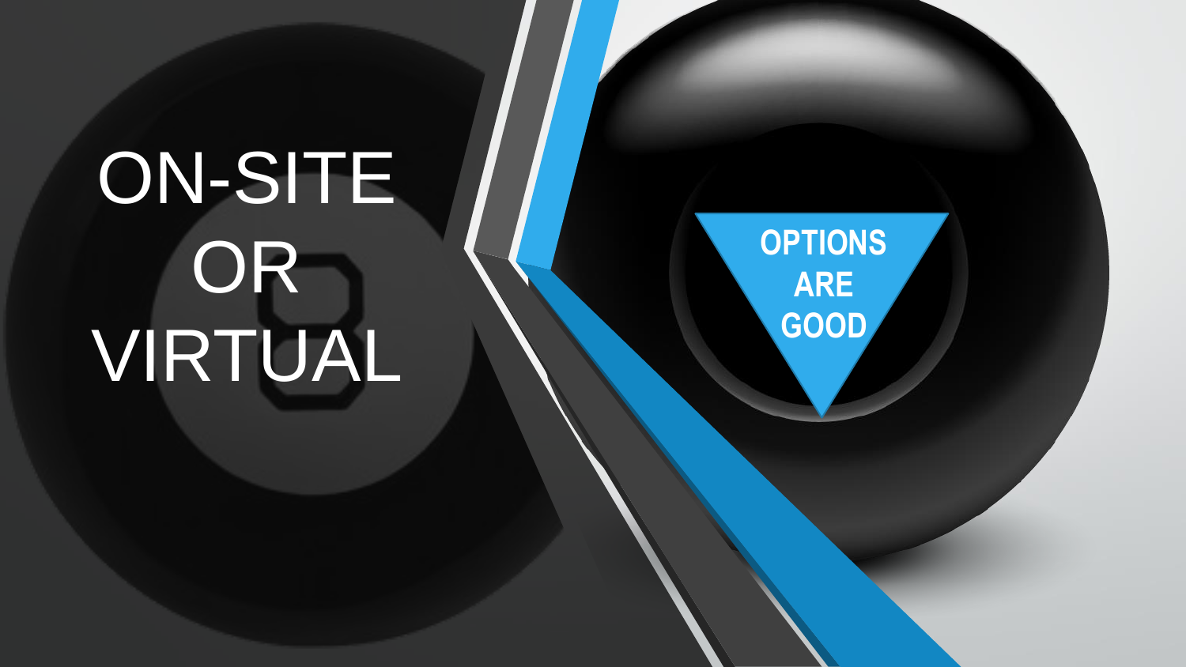# ON-SITE OR VIRTUAL

OPTIONS ARE GOOD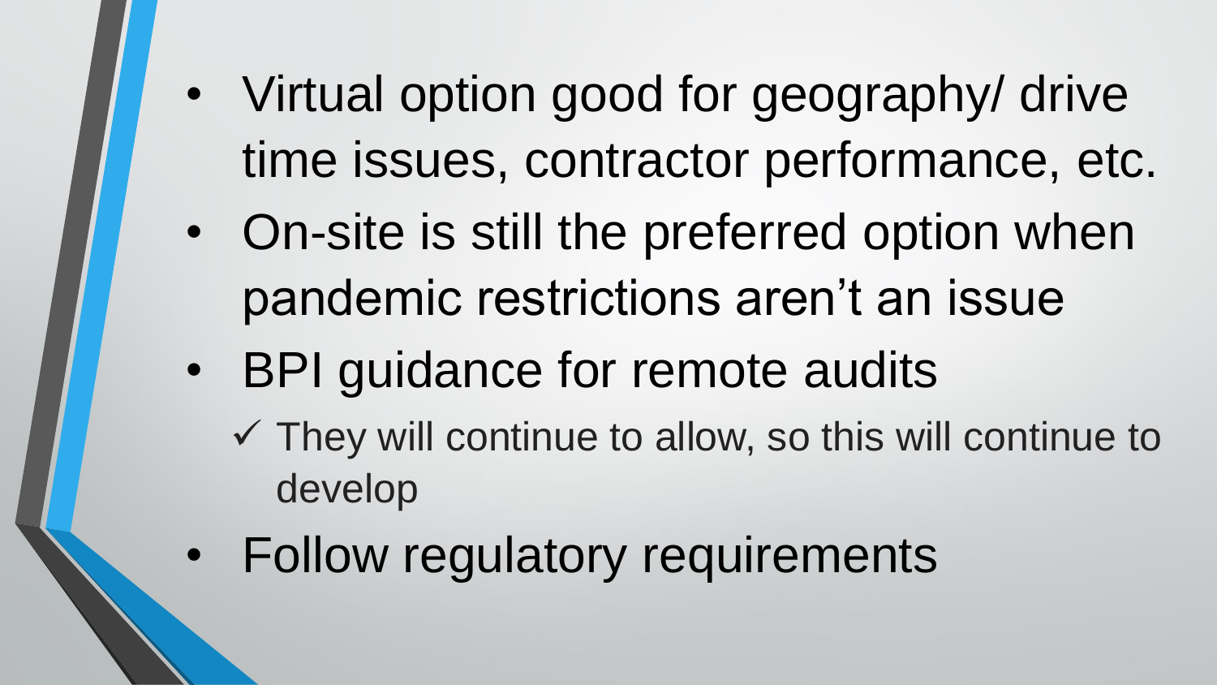- Virtual option good for geography/ drive time issues, contractor performance, etc.
- On-site is still the preferred option when pandemic restrictions aren't an issue
- BPI guidance for remote audits
  - ✓ They will continue to allow, so this will continue to develop
- Follow regulatory requirements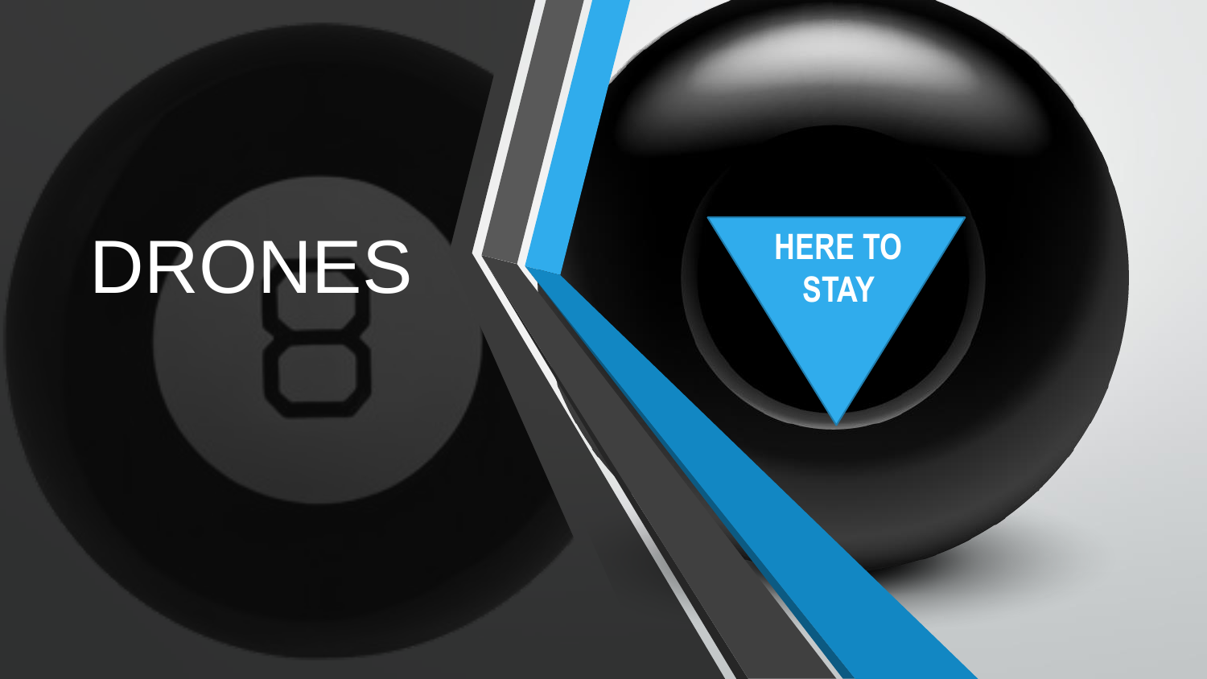# DRONES

HERE TO STAY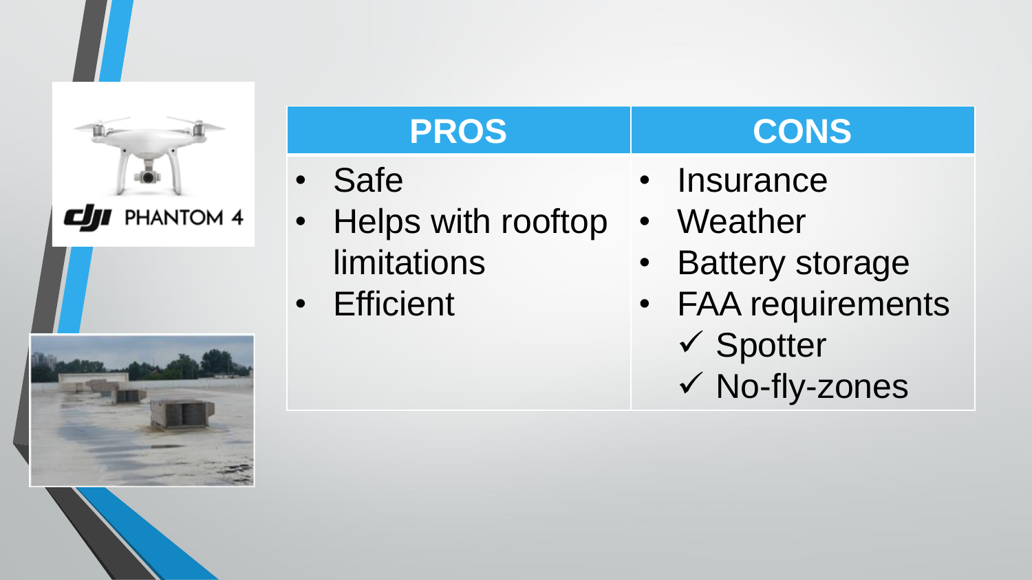| PROS | CONS |
|---|---|
| • Safe<br>• Helps with rooftop limitations<br>• Efficient | • Insurance<br>• Weather<br>• Battery storage<br>• FAA requirements<br>  ✓ Spotter<br>  ✓ No-fly-zones |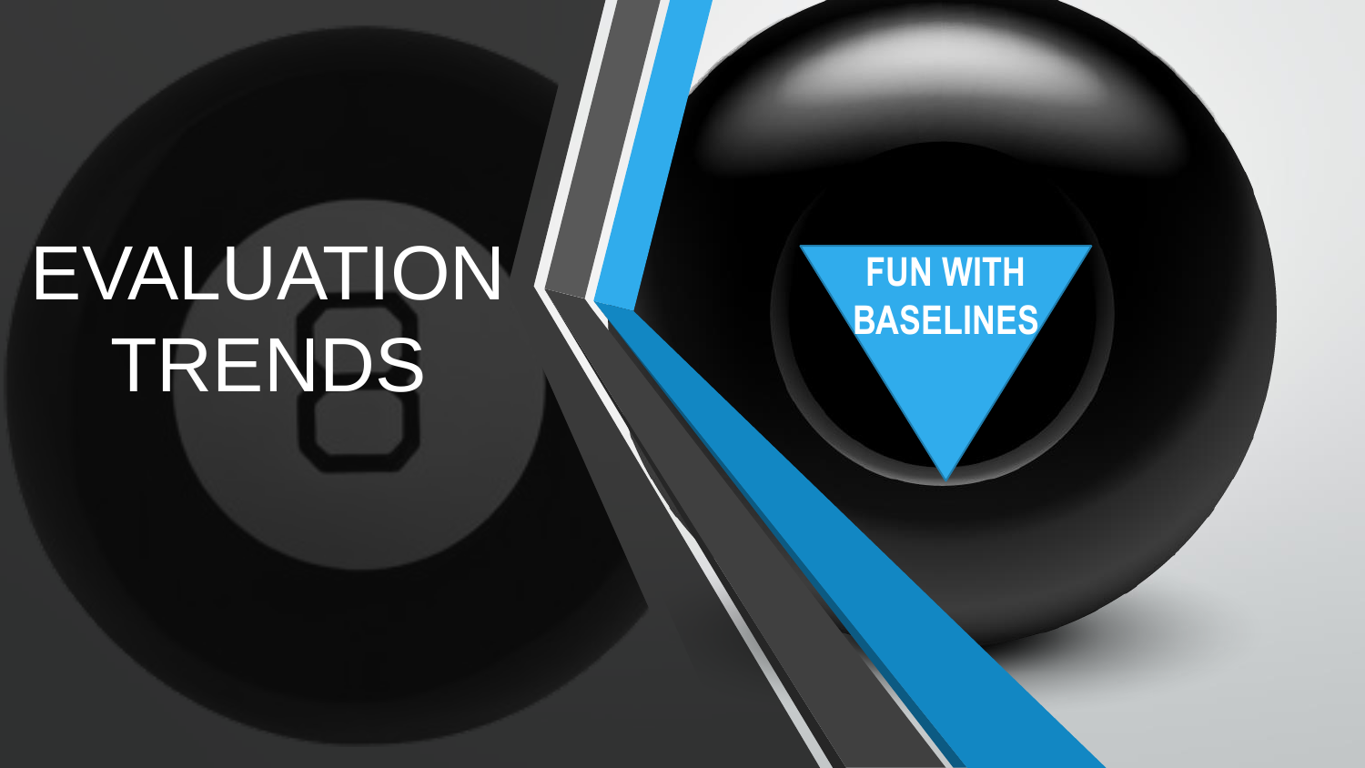# EVALUATION TRENDS

**FUN WITH BASELINES**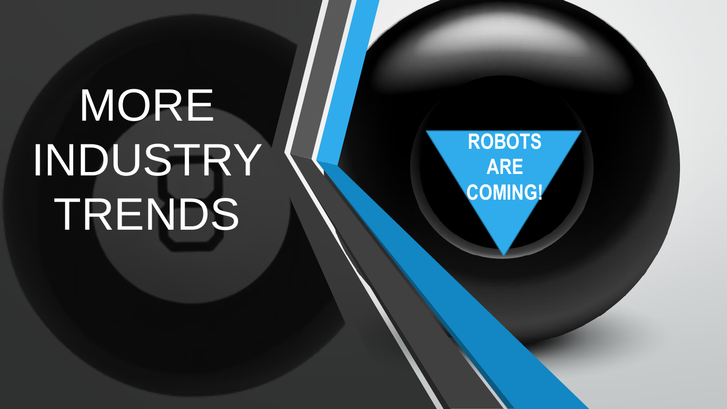# MORE INDUSTRY TRENDS

ROBOTS ARE COMING!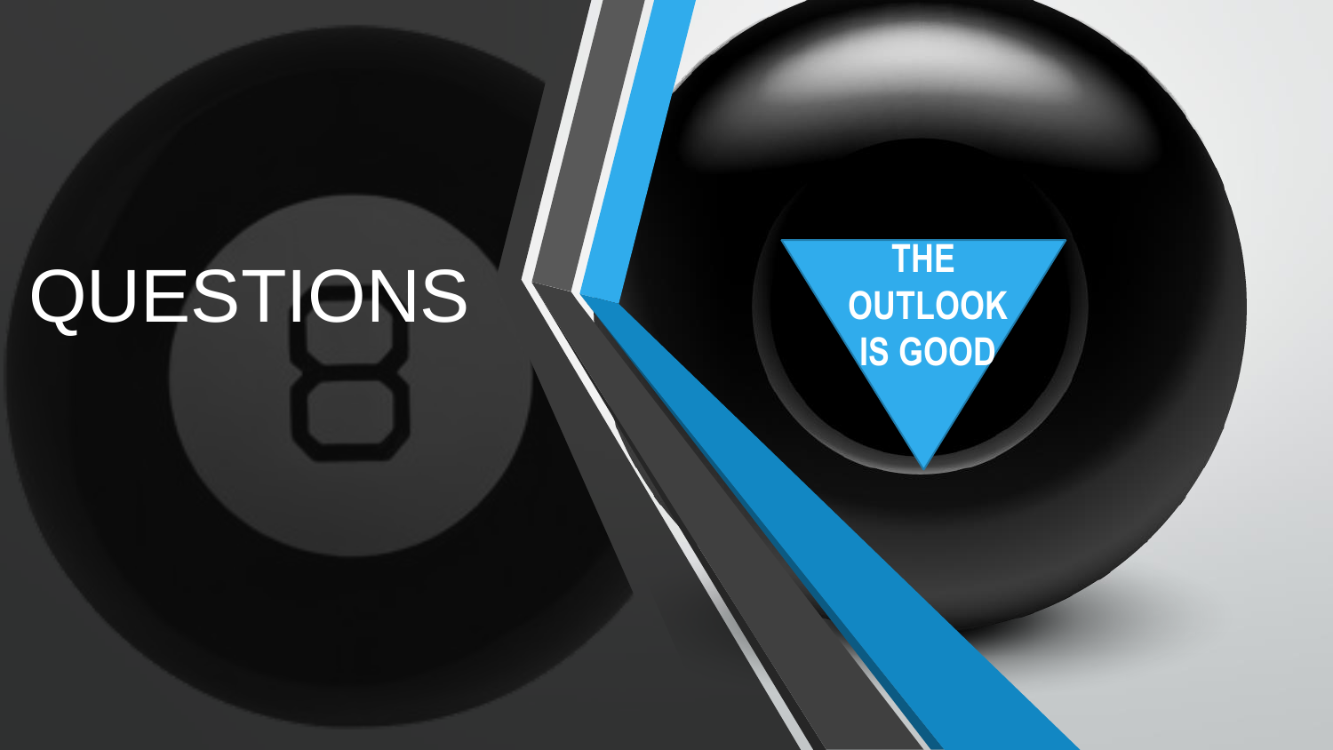# QUESTIONS

THE OUTLOOK IS GOOD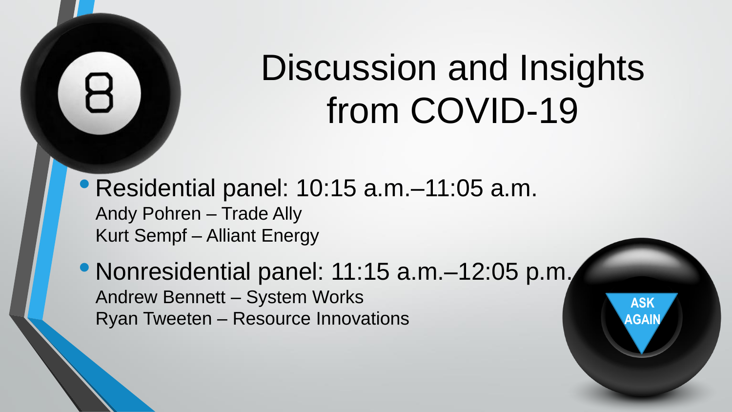# Discussion and Insights from COVID-19

- Residential panel: 10:15 a.m.–11:05 a.m.
  Andy Pohren – Trade Ally
  Kurt Sempf – Alliant Energy
- Nonresidential panel: 11:15 a.m.–12:05 p.m.
  Andrew Bennett – System Works
  Ryan Tweeten – Resource Innovations